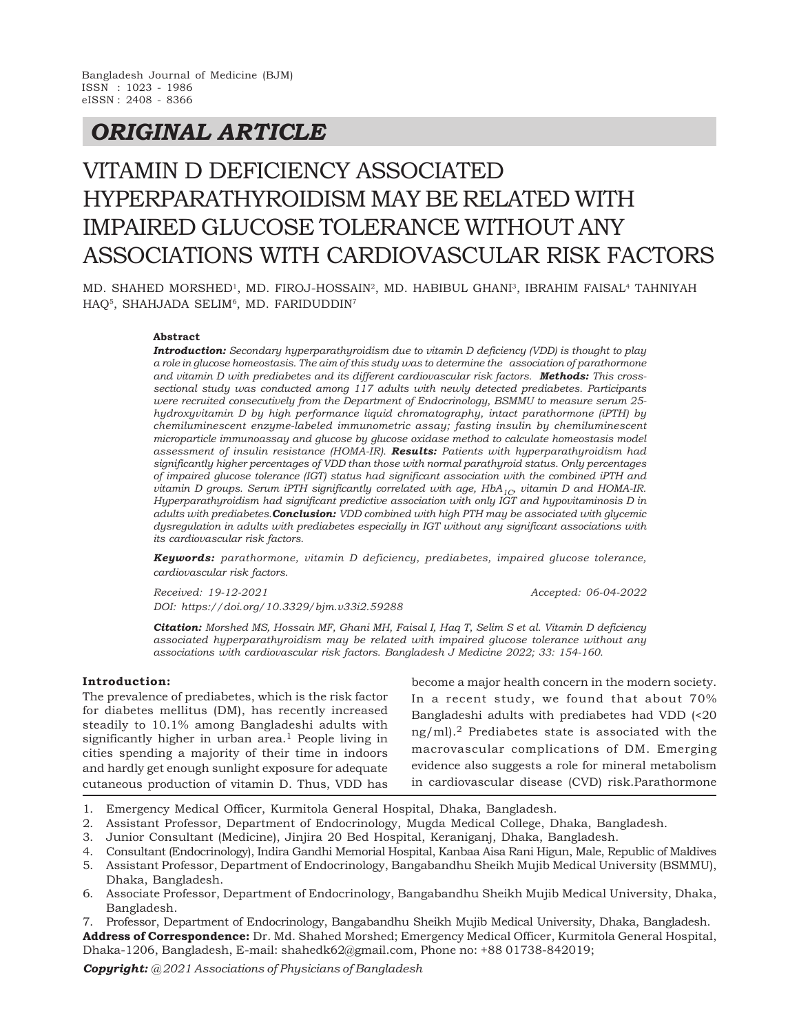Bangladesh Journal of Medicine (BJM)
ISSN : 1023 - 1986
eISSN : 2408 - 8366

## ORIGINAL ARTICLE

# VITAMIN D DEFICIENCY ASSOCIATED HYPERPARATHYROIDISM MAY BE RELATED WITH IMPAIRED GLUCOSE TOLERANCE WITHOUT ANY ASSOCIATIONS WITH CARDIOVASCULAR RISK FACTORS

MD. SHAHED MORSHED[1], MD. FIROJ-HOSSAIN[2], MD. HABIBUL GHANI[3], IBRAHIM FAISAL[4] TAHNIYAH HAQ[5], SHAHJADA SELIM[6], MD. FARIDUDDIN[7]

**Abstract**

***Introduction:*** *Secondary hyperparathyroidism due to vitamin D deficiency (VDD) is thought to play a role in glucose homeostasis. The aim of this study was to determine the association of parathormone and vitamin D with prediabetes and its different cardiovascular risk factors.* ***Methods:*** *This cross-sectional study was conducted among 117 adults with newly detected prediabetes. Participants were recruited consecutively from the Department of Endocrinology, BSMMU to measure serum 25-hydroxyvitamin D by high performance liquid chromatography, intact parathormone (iPTH) by chemiluminescent enzyme-labeled immunometric assay; fasting insulin by chemiluminescent microparticle immunoassay and glucose by glucose oxidase method to calculate homeostasis model assessment of insulin resistance (HOMA-IR).* ***Results:*** *Patients with hyperparathyroidism had significantly higher percentages of VDD than those with normal parathyroid status. Only percentages of impaired glucose tolerance (IGT) status had significant association with the combined iPTH and vitamin D groups. Serum iPTH significantly correlated with age, $HbA_{1C}$, vitamin D and HOMA-IR. Hyperparathyroidism had significant predictive association with only IGT and hypovitaminosis D in adults with prediabetes.* ***Conclusion:*** *VDD combined with high PTH may be associated with glycemic dysregulation in adults with prediabetes especially in IGT without any significant associations with its cardiovascular risk factors.*

***Keywords:*** *parathormone, vitamin D deficiency, prediabetes, impaired glucose tolerance, cardiovascular risk factors.*

*Received: 19-12-2021* *Accepted: 06-04-2022*

*DOI: https://doi.org/10.3329/bjm.v33i2.59288*

***Citation:*** *Morshed MS, Hossain MF, Ghani MH, Faisal I, Haq T, Selim S et al. Vitamin D deficiency associated hyperparathyroidism may be related with impaired glucose tolerance without any associations with cardiovascular risk factors. Bangladesh J Medicine 2022; 33: 154-160.*

## Introduction:

The prevalence of prediabetes, which is the risk factor for diabetes mellitus (DM), has recently increased steadily to 10.1% among Bangladeshi adults with significantly higher in urban area.[1] People living in cities spending a majority of their time in indoors and hardly get enough sunlight exposure for adequate cutaneous production of vitamin D. Thus, VDD has become a major health concern in the modern society. In a recent study, we found that about 70% Bangladeshi adults with prediabetes had VDD (<20 ng/ml).[2] Prediabetes state is associated with the macrovascular complications of DM. Emerging evidence also suggests a role for mineral metabolism in cardiovascular disease (CVD) risk.Parathormone

1. Emergency Medical Officer, Kurmitola General Hospital, Dhaka, Bangladesh.
2. Assistant Professor, Department of Endocrinology, Mugda Medical College, Dhaka, Bangladesh.
3. Junior Consultant (Medicine), Jinjira 20 Bed Hospital, Keraniganj, Dhaka, Bangladesh.
4. Consultant (Endocrinology), Indira Gandhi Memorial Hospital, Kanbaa Aisa Rani Higun, Male, Republic of Maldives
5. Assistant Professor, Department of Endocrinology, Bangabandhu Sheikh Mujib Medical University (BSMMU), Dhaka, Bangladesh.
6. Associate Professor, Department of Endocrinology, Bangabandhu Sheikh Mujib Medical University, Dhaka, Bangladesh.
7. Professor, Department of Endocrinology, Bangabandhu Sheikh Mujib Medical University, Dhaka, Bangladesh.

**Address of Correspondence:** Dr. Md. Shahed Morshed; Emergency Medical Officer, Kurmitola General Hospital, Dhaka-1206, Bangladesh, E-mail: shahedk62@gmail.com, Phone no: +88 01738-842019;

***Copyright:*** *@2021 Associations of Physicians of Bangladesh*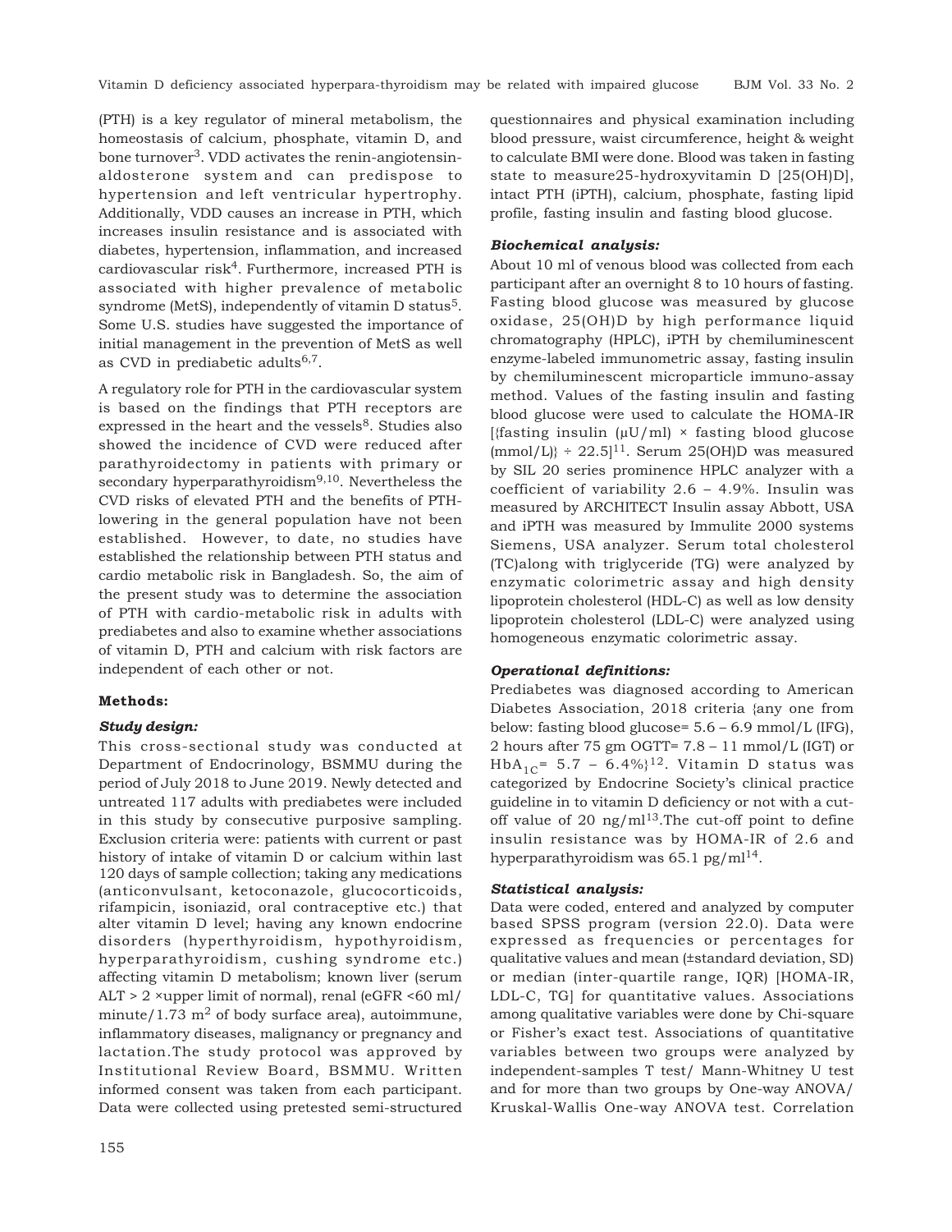(PTH) is a key regulator of mineral metabolism, the homeostasis of calcium, phosphate, vitamin D, and bone turnover[3]. VDD activates the renin-angiotensin-aldosterone system and can predispose to hypertension and left ventricular hypertrophy. Additionally, VDD causes an increase in PTH, which increases insulin resistance and is associated with diabetes, hypertension, inflammation, and increased cardiovascular risk[4]. Furthermore, increased PTH is associated with higher prevalence of metabolic syndrome (MetS), independently of vitamin D status[5]. Some U.S. studies have suggested the importance of initial management in the prevention of MetS as well as CVD in prediabetic adults[6,7].

A regulatory role for PTH in the cardiovascular system is based on the findings that PTH receptors are expressed in the heart and the vessels[8]. Studies also showed the incidence of CVD were reduced after parathyroidectomy in patients with primary or secondary hyperparathyroidism[9,10]. Nevertheless the CVD risks of elevated PTH and the benefits of PTH-lowering in the general population have not been established. However, to date, no studies have established the relationship between PTH status and cardio metabolic risk in Bangladesh. So, the aim of the present study was to determine the association of PTH with cardio-metabolic risk in adults with prediabetes and also to examine whether associations of vitamin D, PTH and calcium with risk factors are independent of each other or not.

## Methods:

### *Study design:*

This cross-sectional study was conducted at Department of Endocrinology, BSMMU during the period of July 2018 to June 2019. Newly detected and untreated 117 adults with prediabetes were included in this study by consecutive purposive sampling. Exclusion criteria were: patients with current or past history of intake of vitamin D or calcium within last 120 days of sample collection; taking any medications (anticonvulsant, ketoconazole, glucocorticoids, rifampicin, isoniazid, oral contraceptive etc.) that alter vitamin D level; having any known endocrine disorders (hyperthyroidism, hypothyroidism, hyperparathyroidism, cushing syndrome etc.) affecting vitamin D metabolism; known liver (serum ALT > 2 ×upper limit of normal), renal (eGFR <60 ml/minute/1.73 $m^2$ of body surface area), autoimmune, inflammatory diseases, malignancy or pregnancy and lactation.The study protocol was approved by Institutional Review Board, BSMMU. Written informed consent was taken from each participant. Data were collected using pretested semi-structured questionnaires and physical examination including blood pressure, waist circumference, height & weight to calculate BMI were done. Blood was taken in fasting state to measure25-hydroxyvitamin D [25(OH)D], intact PTH (iPTH), calcium, phosphate, fasting lipid profile, fasting insulin and fasting blood glucose.

### *Biochemical analysis:*

About 10 ml of venous blood was collected from each participant after an overnight 8 to 10 hours of fasting. Fasting blood glucose was measured by glucose oxidase, 25(OH)D by high performance liquid chromatography (HPLC), iPTH by chemiluminescent enzyme-labeled immunometric assay, fasting insulin by chemiluminescent microparticle immuno-assay method. Values of the fasting insulin and fasting blood glucose were used to calculate the HOMA-IR [{fasting insulin (μU/ml) × fasting blood glucose (mmol/L)} ÷ 22.5][11]. Serum 25(OH)D was measured by SIL 20 series prominence HPLC analyzer with a coefficient of variability 2.6 – 4.9%. Insulin was measured by ARCHITECT Insulin assay Abbott, USA and iPTH was measured by Immulite 2000 systems Siemens, USA analyzer. Serum total cholesterol (TC)along with triglyceride (TG) were analyzed by enzymatic colorimetric assay and high density lipoprotein cholesterol (HDL-C) as well as low density lipoprotein cholesterol (LDL-C) were analyzed using homogeneous enzymatic colorimetric assay.

### *Operational definitions:*

Prediabetes was diagnosed according to American Diabetes Association, 2018 criteria {any one from below: fasting blood glucose= 5.6 – 6.9 mmol/L (IFG), 2 hours after 75 gm OGTT= 7.8 – 11 mmol/L (IGT) or $HbA_{1C}$= 5.7 – 6.4%}[12]. Vitamin D status was categorized by Endocrine Society's clinical practice guideline in to vitamin D deficiency or not with a cut-off value of 20 ng/ml[13].The cut-off point to define insulin resistance was by HOMA-IR of 2.6 and hyperparathyroidism was 65.1 pg/ml[14].

### *Statistical analysis:*

Data were coded, entered and analyzed by computer based SPSS program (version 22.0). Data were expressed as frequencies or percentages for qualitative values and mean (±standard deviation, SD) or median (inter-quartile range, IQR) [HOMA-IR, LDL-C, TG] for quantitative values. Associations among qualitative variables were done by Chi-square or Fisher's exact test. Associations of quantitative variables between two groups were analyzed by independent-samples T test/ Mann-Whitney U test and for more than two groups by One-way ANOVA/ Kruskal-Wallis One-way ANOVA test. Correlation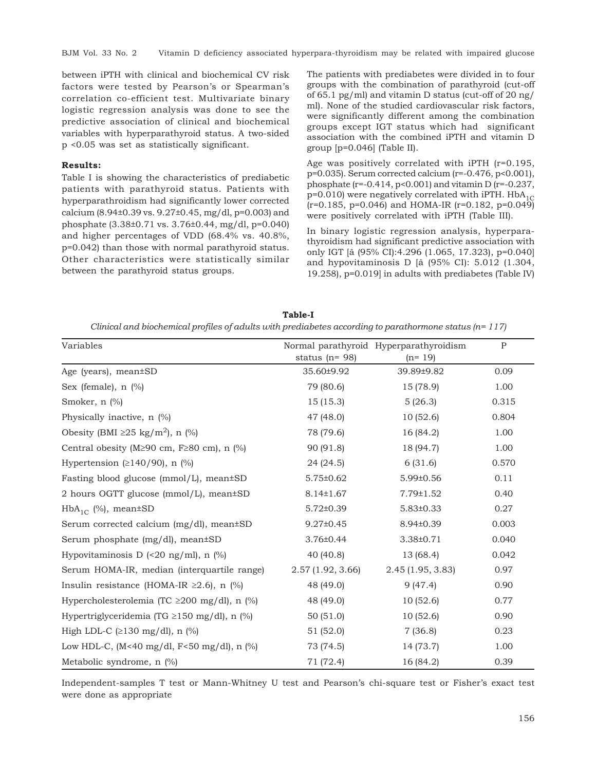between iPTH with clinical and biochemical CV risk factors were tested by Pearson's or Spearman's correlation co-efficient test. Multivariate binary logistic regression analysis was done to see the predictive association of clinical and biochemical variables with hyperparathyroid status. A two-sided p <0.05 was set as statistically significant.

**Results:**

Table I is showing the characteristics of prediabetic patients with parathyroid status. Patients with hyperparathroidism had significantly lower corrected calcium (8.94±0.39 vs. 9.27±0.45, mg/dl, p=0.003) and phosphate (3.38±0.71 vs. 3.76±0.44, mg/dl, p=0.040) and higher percentages of VDD (68.4% vs. 40.8%, p=0.042) than those with normal parathyroid status. Other characteristics were statistically similar between the parathyroid status groups.

The patients with prediabetes were divided in to four groups with the combination of parathyroid (cut-off of 65.1 pg/ml) and vitamin D status (cut-off of 20 ng/ml). None of the studied cardiovascular risk factors, were significantly different among the combination groups except IGT status which had significant association with the combined iPTH and vitamin D group [p=0.046] (Table II).

Age was positively correlated with iPTH (r=0.195, p=0.035). Serum corrected calcium (r=-0.476, p<0.001), phosphate (r=-0.414, p<0.001) and vitamin D (r=-0.237, p=0.010) were negatively correlated with iPTH. $HbA_{1C}$ (r=0.185, p=0.046) and HOMA-IR (r=0.182, p=0.049) were positively correlated with iPTH (Table III).

In binary logistic regression analysis, hyperparathyroidism had significant predictive association with only IGT [â (95% CI):4.296 (1.065, 17.323), p=0.040] and hypovitaminosis D [â (95% CI): 5.012 (1.304, 19.258), p=0.019] in adults with prediabetes (Table IV)

**Table-I**

*Clinical and biochemical profiles of adults with prediabetes according to parathormone status (n= 117)*

| Variables | Normal parathyroid status (n= 98) | Hyperparathyroidism (n= 19) | P |
|---|---|---|---|
| Age (years), mean±SD | 35.60±9.92 | 39.89±9.82 | 0.09 |
| Sex (female), n (%) | 79 (80.6) | 15 (78.9) | 1.00 |
| Smoker, n (%) | 15 (15.3) | 5 (26.3) | 0.315 |
| Physically inactive, n (%) | 47 (48.0) | 10 (52.6) | 0.804 |
| Obesity (BMI ≥25 kg/m$^2$), n (%) | 78 (79.6) | 16 (84.2) | 1.00 |
| Central obesity (M≥90 cm, F≥80 cm), n (%) | 90 (91.8) | 18 (94.7) | 1.00 |
| Hypertension (≥140/90), n (%) | 24 (24.5) | 6 (31.6) | 0.570 |
| Fasting blood glucose (mmol/L), mean±SD | 5.75±0.62 | 5.99±0.56 | 0.11 |
| 2 hours OGTT glucose (mmol/L), mean±SD | 8.14±1.67 | 7.79±1.52 | 0.40 |
| $HbA_{1C}$ (%), mean±SD | 5.72±0.39 | 5.83±0.33 | 0.27 |
| Serum corrected calcium (mg/dl), mean±SD | 9.27±0.45 | 8.94±0.39 | 0.003 |
| Serum phosphate (mg/dl), mean±SD | 3.76±0.44 | 3.38±0.71 | 0.040 |
| Hypovitaminosis D (<20 ng/ml), n (%) | 40 (40.8) | 13 (68.4) | 0.042 |
| Serum HOMA-IR, median (interquartile range) | 2.57 (1.92, 3.66) | 2.45 (1.95, 3.83) | 0.97 |
| Insulin resistance (HOMA-IR ≥2.6), n (%) | 48 (49.0) | 9 (47.4) | 0.90 |
| Hypercholesterolemia (TC ≥200 mg/dl), n (%) | 48 (49.0) | 10 (52.6) | 0.77 |
| Hypertriglyceridemia (TG ≥150 mg/dl), n (%) | 50 (51.0) | 10 (52.6) | 0.90 |
| High LDL-C (≥130 mg/dl), n (%) | 51 (52.0) | 7 (36.8) | 0.23 |
| Low HDL-C, (M<40 mg/dl, F<50 mg/dl), n (%) | 73 (74.5) | 14 (73.7) | 1.00 |
| Metabolic syndrome, n (%) | 71 (72.4) | 16 (84.2) | 0.39 |

Independent-samples T test or Mann-Whitney U test and Pearson's chi-square test or Fisher's exact test were done as appropriate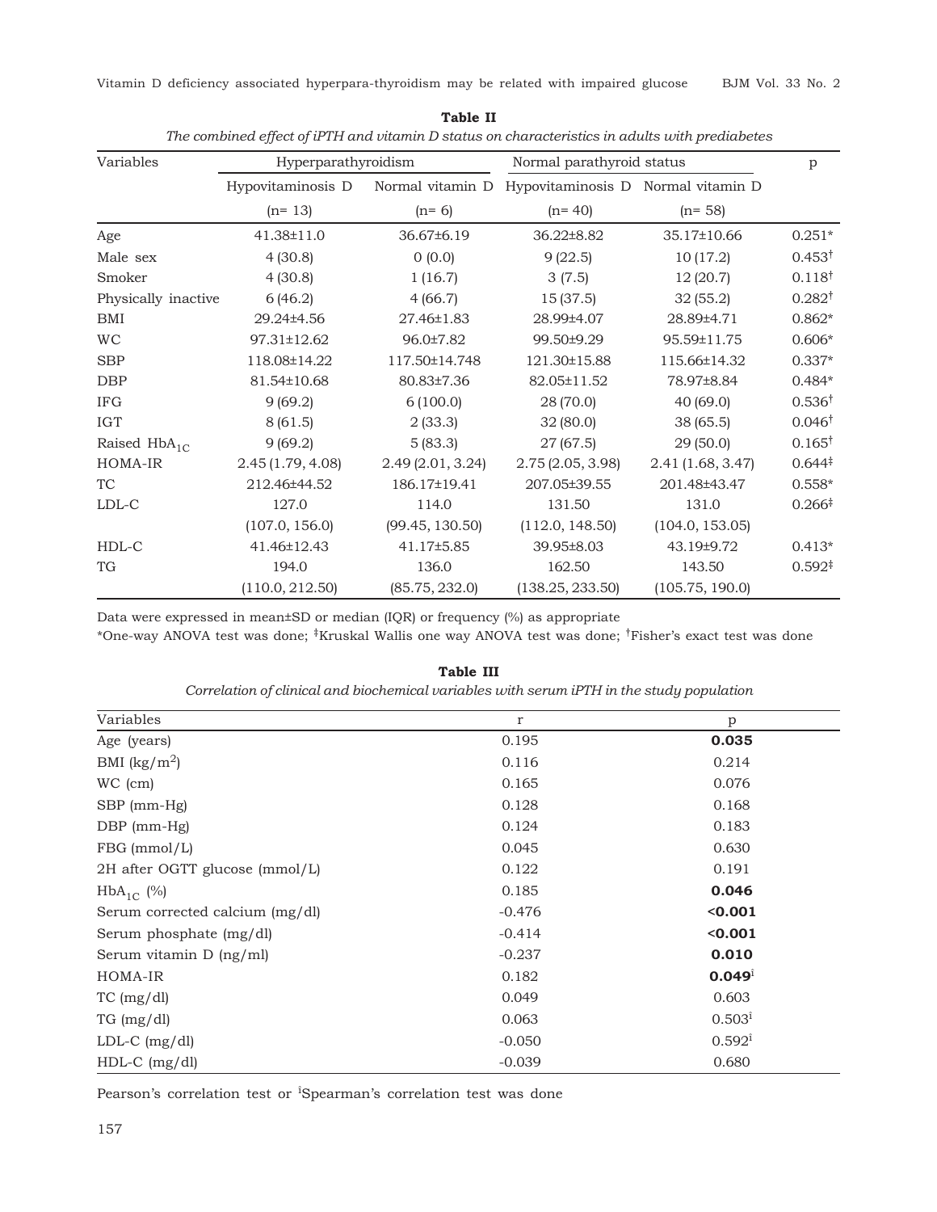**Table II**

*The combined effect of iPTH and vitamin D status on characteristics in adults with prediabetes*

| Variables | Hyperparathyroidism | | Normal parathyroid status | | p |
|---|---|---|---|---|---|
| | Hypovitaminosis D (n= 13) | Normal vitamin D (n= 6) | Hypovitaminosis D (n= 40) | Normal vitamin D (n= 58) | |
| Age | 41.38±11.0 | 36.67±6.19 | 36.22±8.82 | 35.17±10.66 | 0.251* |
| Male sex | 4 (30.8) | 0 (0.0) | 9 (22.5) | 10 (17.2) | 0.453† |
| Smoker | 4 (30.8) | 1 (16.7) | 3 (7.5) | 12 (20.7) | 0.118† |
| Physically inactive | 6 (46.2) | 4 (66.7) | 15 (37.5) | 32 (55.2) | 0.282† |
| BMI | 29.24±4.56 | 27.46±1.83 | 28.99±4.07 | 28.89±4.71 | 0.862* |
| WC | 97.31±12.62 | 96.0±7.82 | 99.50±9.29 | 95.59±11.75 | 0.606* |
| SBP | 118.08±14.22 | 117.50±14.748 | 121.30±15.88 | 115.66±14.32 | 0.337* |
| DBP | 81.54±10.68 | 80.83±7.36 | 82.05±11.52 | 78.97±8.84 | 0.484* |
| IFG | 9 (69.2) | 6 (100.0) | 28 (70.0) | 40 (69.0) | 0.536† |
| IGT | 8 (61.5) | 2 (33.3) | 32 (80.0) | 38 (65.5) | 0.046† |
| Raised $HbA_{1C}$ | 9 (69.2) | 5 (83.3) | 27 (67.5) | 29 (50.0) | 0.165† |
| HOMA-IR | 2.45 (1.79, 4.08) | 2.49 (2.01, 3.24) | 2.75 (2.05, 3.98) | 2.41 (1.68, 3.47) | 0.644‡ |
| TC | 212.46±44.52 | 186.17±19.41 | 207.05±39.55 | 201.48±43.47 | 0.558* |
| LDL-C | 127.0 (107.0, 156.0) | 114.0 (99.45, 130.50) | 131.50 (112.0, 148.50) | 131.0 (104.0, 153.05) | 0.266‡ |
| HDL-C | 41.46±12.43 | 41.17±5.85 | 39.95±8.03 | 43.19±9.72 | 0.413* |
| TG | 194.0 (110.0, 212.50) | 136.0 (85.75, 232.0) | 162.50 (138.25, 233.50) | 143.50 (105.75, 190.0) | 0.592‡ |

Data were expressed in mean±SD or median (IQR) or frequency (%) as appropriate

*One-way ANOVA test was done; ‡Kruskal Wallis one way ANOVA test was done; †Fisher's exact test was done

**Table III**

*Correlation of clinical and biochemical variables with serum iPTH in the study population*

| Variables | r | p |
|---|---|---|
| Age (years) | 0.195 | **0.035** |
| BMI ($kg/m^2$) | 0.116 | 0.214 |
| WC (cm) | 0.165 | 0.076 |
| SBP (mm-Hg) | 0.128 | 0.168 |
| DBP (mm-Hg) | 0.124 | 0.183 |
| FBG (mmol/L) | 0.045 | 0.630 |
| 2H after OGTT glucose (mmol/L) | 0.122 | 0.191 |
| $HbA_{1C}$ (%) | 0.185 | **0.046** |
| Serum corrected calcium (mg/dl) | -0.476 | **<0.001** |
| Serum phosphate (mg/dl) | -0.414 | **<0.001** |
| Serum vitamin D (ng/ml) | -0.237 | **0.010** |
| HOMA-IR | 0.182 | **0.049**ì |
| TC (mg/dl) | 0.049 | 0.603 |
| TG (mg/dl) | 0.063 | 0.503ì |
| LDL-C (mg/dl) | -0.050 | 0.592ì |
| HDL-C (mg/dl) | -0.039 | 0.680 |

Pearson's correlation test or ìSpearman's correlation test was done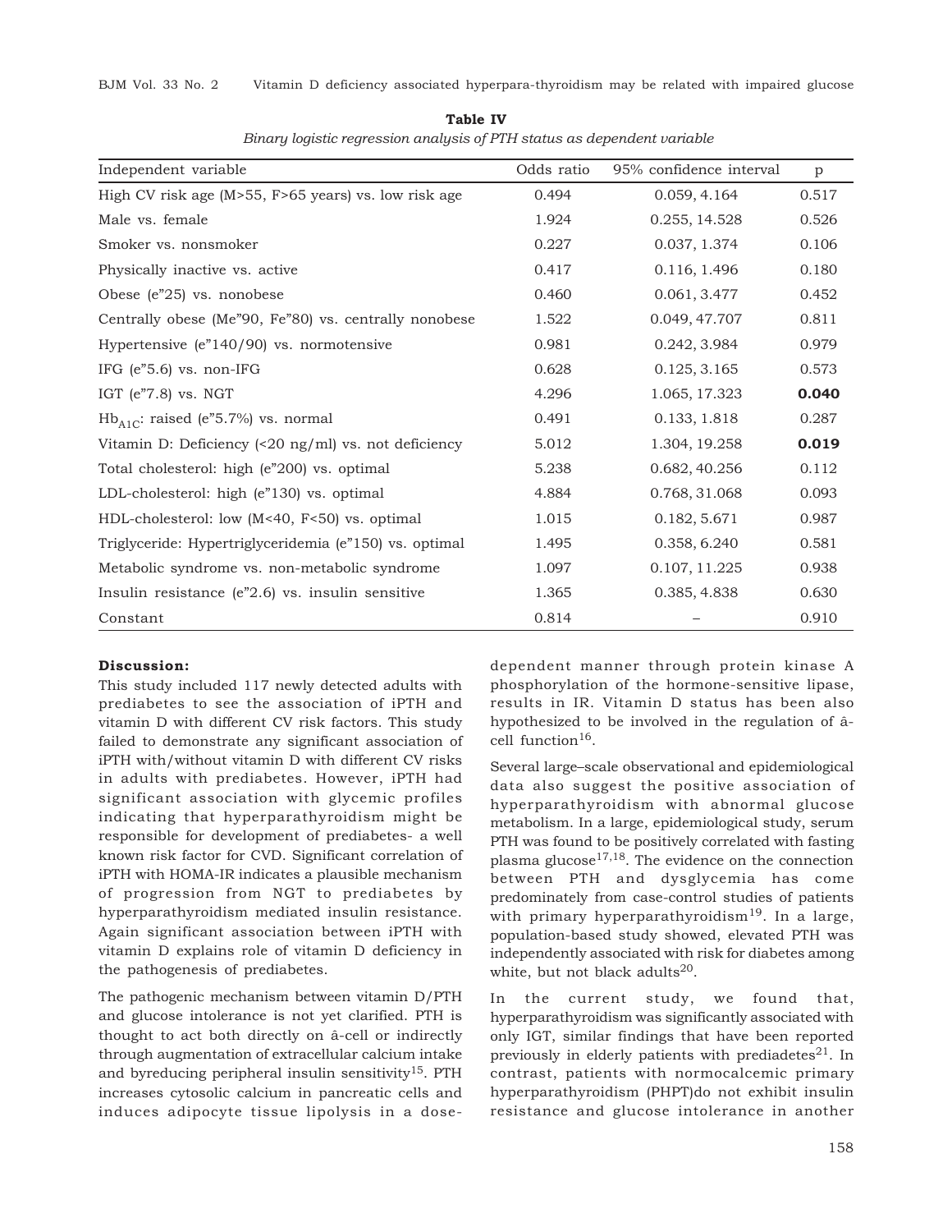**Table IV**

*Binary logistic regression analysis of PTH status as dependent variable*

| Independent variable | Odds ratio | 95% confidence interval | p |
|---|---|---|---|
| High CV risk age (M>55, F>65 years) vs. low risk age | 0.494 | 0.059, 4.164 | 0.517 |
| Male vs. female | 1.924 | 0.255, 14.528 | 0.526 |
| Smoker vs. nonsmoker | 0.227 | 0.037, 1.374 | 0.106 |
| Physically inactive vs. active | 0.417 | 0.116, 1.496 | 0.180 |
| Obese (e"25) vs. nonobese | 0.460 | 0.061, 3.477 | 0.452 |
| Centrally obese (Me"90, Fe"80) vs. centrally nonobese | 1.522 | 0.049, 47.707 | 0.811 |
| Hypertensive (e"140/90) vs. normotensive | 0.981 | 0.242, 3.984 | 0.979 |
| IFG (e"5.6) vs. non-IFG | 0.628 | 0.125, 3.165 | 0.573 |
| IGT (e"7.8) vs. NGT | 4.296 | 1.065, 17.323 | **0.040** |
| $Hb_{A1C}$: raised (e"5.7%) vs. normal | 0.491 | 0.133, 1.818 | 0.287 |
| Vitamin D: Deficiency (<20 ng/ml) vs. not deficiency | 5.012 | 1.304, 19.258 | **0.019** |
| Total cholesterol: high (e"200) vs. optimal | 5.238 | 0.682, 40.256 | 0.112 |
| LDL-cholesterol: high (e"130) vs. optimal | 4.884 | 0.768, 31.068 | 0.093 |
| HDL-cholesterol: low (M<40, F<50) vs. optimal | 1.015 | 0.182, 5.671 | 0.987 |
| Triglyceride: Hypertriglyceridemia (e"150) vs. optimal | 1.495 | 0.358, 6.240 | 0.581 |
| Metabolic syndrome vs. non-metabolic syndrome | 1.097 | 0.107, 11.225 | 0.938 |
| Insulin resistance (e"2.6) vs. insulin sensitive | 1.365 | 0.385, 4.838 | 0.630 |
| Constant | 0.814 | – | 0.910 |

**Discussion:**

This study included 117 newly detected adults with prediabetes to see the association of iPTH and vitamin D with different CV risk factors. This study failed to demonstrate any significant association of iPTH with/without vitamin D with different CV risks in adults with prediabetes. However, iPTH had significant association with glycemic profiles indicating that hyperparathyroidism might be responsible for development of prediabetes- a well known risk factor for CVD. Significant correlation of iPTH with HOMA-IR indicates a plausible mechanism of progression from NGT to prediabetes by hyperparathyroidism mediated insulin resistance. Again significant association between iPTH with vitamin D explains role of vitamin D deficiency in the pathogenesis of prediabetes.

The pathogenic mechanism between vitamin D/PTH and glucose intolerance is not yet clarified. PTH is thought to act both directly on â-cell or indirectly through augmentation of extracellular calcium intake and byreducing peripheral insulin sensitivity[15]. PTH increases cytosolic calcium in pancreatic cells and induces adipocyte tissue lipolysis in a dose-dependent manner through protein kinase A phosphorylation of the hormone-sensitive lipase, results in IR. Vitamin D status has been also hypothesized to be involved in the regulation of â-cell function[16].

Several large–scale observational and epidemiological data also suggest the positive association of hyperparathyroidism with abnormal glucose metabolism. In a large, epidemiological study, serum PTH was found to be positively correlated with fasting plasma glucose[17,18]. The evidence on the connection between PTH and dysglycemia has come predominately from case-control studies of patients with primary hyperparathyroidism[19]. In a large, population-based study showed, elevated PTH was independently associated with risk for diabetes among white, but not black adults[20].

In the current study, we found that, hyperparathyroidism was significantly associated with only IGT, similar findings that have been reported previously in elderly patients with prediadetes[21]. In contrast, patients with normocalcemic primary hyperparathyroidism (PHPT)do not exhibit insulin resistance and glucose intolerance in another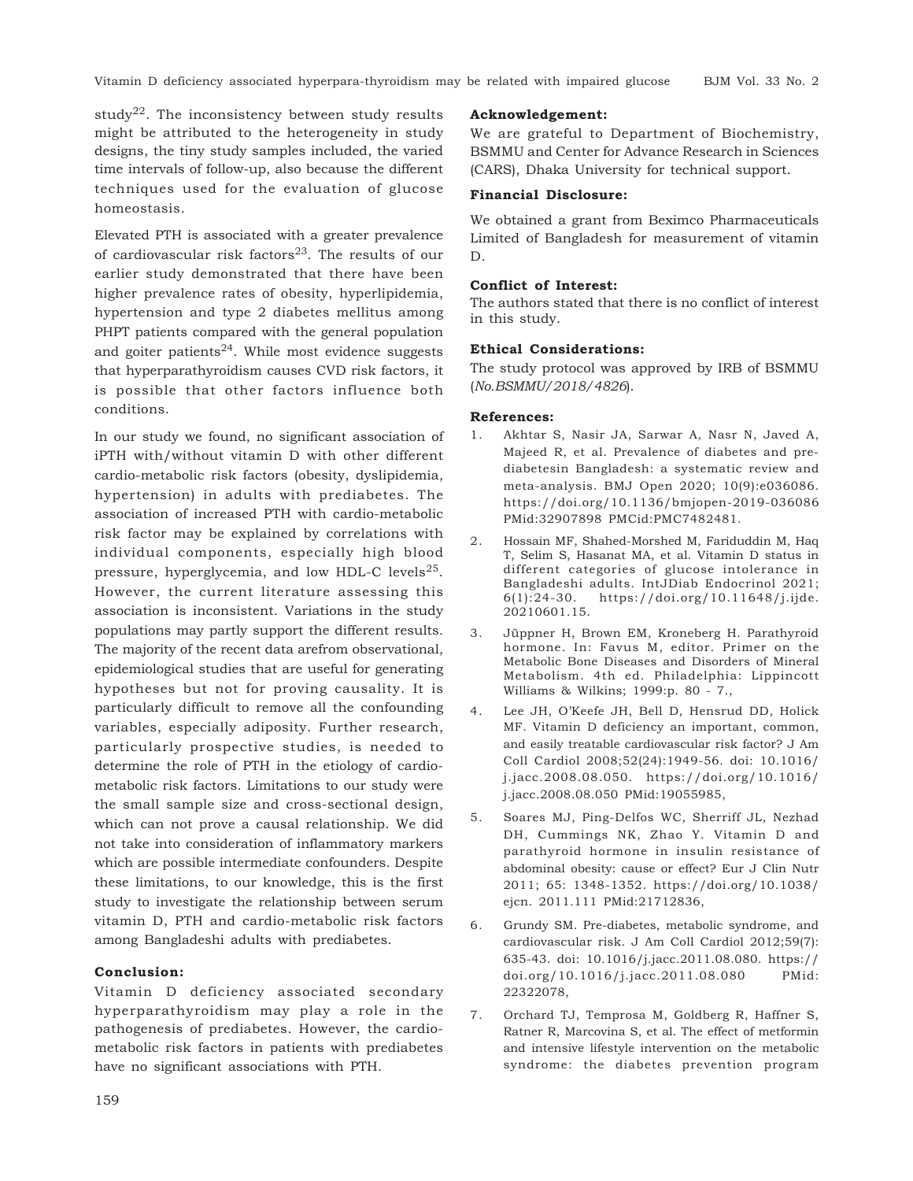study[22]. The inconsistency between study results might be attributed to the heterogeneity in study designs, the tiny study samples included, the varied time intervals of follow-up, also because the different techniques used for the evaluation of glucose homeostasis.

Elevated PTH is associated with a greater prevalence of cardiovascular risk factors[23]. The results of our earlier study demonstrated that there have been higher prevalence rates of obesity, hyperlipidemia, hypertension and type 2 diabetes mellitus among PHPT patients compared with the general population and goiter patients[24]. While most evidence suggests that hyperparathyroidism causes CVD risk factors, it is possible that other factors influence both conditions.

In our study we found, no significant association of iPTH with/without vitamin D with other different cardio-metabolic risk factors (obesity, dyslipidemia, hypertension) in adults with prediabetes. The association of increased PTH with cardio-metabolic risk factor may be explained by correlations with individual components, especially high blood pressure, hyperglycemia, and low HDL-C levels[25]. However, the current literature assessing this association is inconsistent. Variations in the study populations may partly support the different results. The majority of the recent data arefrom observational, epidemiological studies that are useful for generating hypotheses but not for proving causality. It is particularly difficult to remove all the confounding variables, especially adiposity. Further research, particularly prospective studies, is needed to determine the role of PTH in the etiology of cardio-metabolic risk factors. Limitations to our study were the small sample size and cross-sectional design, which can not prove a causal relationship. We did not take into consideration of inflammatory markers which are possible intermediate confounders. Despite these limitations, to our knowledge, this is the first study to investigate the relationship between serum vitamin D, PTH and cardio-metabolic risk factors among Bangladeshi adults with prediabetes.

## Conclusion:

Vitamin D deficiency associated secondary hyperparathyroidism may play a role in the pathogenesis of prediabetes. However, the cardio-metabolic risk factors in patients with prediabetes have no significant associations with PTH.

### Acknowledgement:

We are grateful to Department of Biochemistry, BSMMU and Center for Advance Research in Sciences (CARS), Dhaka University for technical support.

### Financial Disclosure:

We obtained a grant from Beximco Pharmaceuticals Limited of Bangladesh for measurement of vitamin D.

### Conflict of Interest:

The authors stated that there is no conflict of interest in this study.

### Ethical Considerations:

The study protocol was approved by IRB of BSMMU (*No.BSMMU/2018/4826*).

### References:

1. Akhtar S, Nasir JA, Sarwar A, Nasr N, Javed A, Majeed R, et al. Prevalence of diabetes and pre-diabetesin Bangladesh: a systematic review and meta-analysis. BMJ Open 2020; 10(9):e036086. https://doi.org/10.1136/bmjopen-2019-036086 PMid:32907898 PMCid:PMC7482481.
2. Hossain MF, Shahed-Morshed M, Fariduddin M, Haq T, Selim S, Hasanat MA, et al. Vitamin D status in different categories of glucose intolerance in Bangladeshi adults. IntJDiab Endocrinol 2021; 6(1):24-30. https://doi.org/10.11648/j.ijde.20210601.15.
3. Jüppner H, Brown EM, Kroneberg H. Parathyroid hormone. In: Favus M, editor. Primer on the Metabolic Bone Diseases and Disorders of Mineral Metabolism. 4th ed. Philadelphia: Lippincott Williams & Wilkins; 1999:p. 80 - 7.,
4. Lee JH, O'Keefe JH, Bell D, Hensrud DD, Holick MF. Vitamin D deficiency an important, common, and easily treatable cardiovascular risk factor? J Am Coll Cardiol 2008;52(24):1949-56. doi: 10.1016/j.jacc.2008.08.050. https://doi.org/10.1016/j.jacc.2008.08.050 PMid:19055985,
5. Soares MJ, Ping-Delfos WC, Sherriff JL, Nezhad DH, Cummings NK, Zhao Y. Vitamin D and parathyroid hormone in insulin resistance of abdominal obesity: cause or effect? Eur J Clin Nutr 2011; 65: 1348-1352. https://doi.org/10.1038/ejcn. 2011.111 PMid:21712836,
6. Grundy SM. Pre-diabetes, metabolic syndrome, and cardiovascular risk. J Am Coll Cardiol 2012;59(7): 635-43. doi: 10.1016/j.jacc.2011.08.080. https://doi.org/10.1016/j.jacc.2011.08.080 PMid: 22322078,
7. Orchard TJ, Temprosa M, Goldberg R, Haffner S, Ratner R, Marcovina S, et al. The effect of metformin and intensive lifestyle intervention on the metabolic syndrome: the diabetes prevention program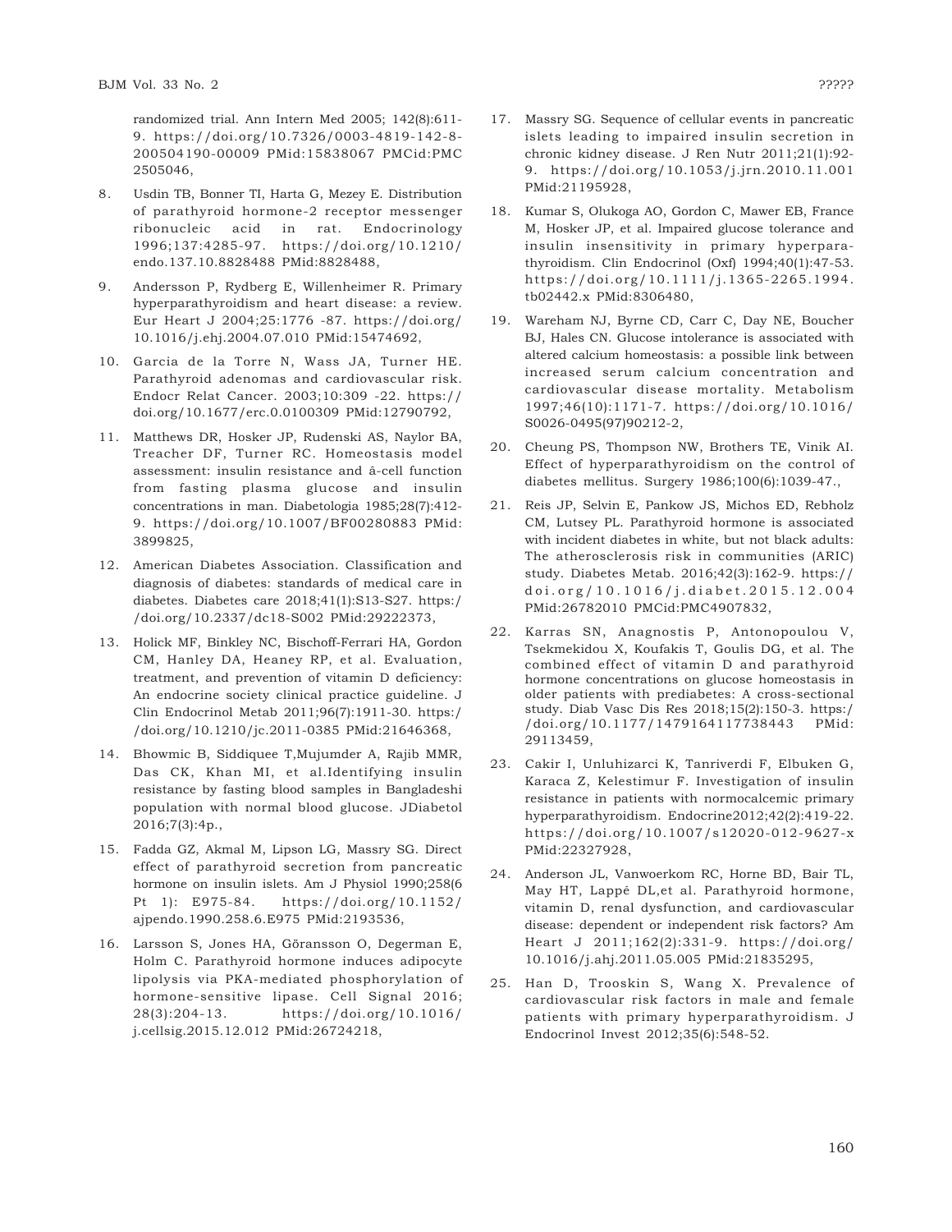randomized trial. Ann Intern Med 2005; 142(8):611-9. https://doi.org/10.7326/0003-4819-142-8-200504190-00009 PMid:15838067 PMCid:PMC 2505046,

8. Usdin TB, Bonner TI, Harta G, Mezey E. Distribution of parathyroid hormone-2 receptor messenger ribonucleic acid in rat. Endocrinology 1996;137:4285-97. https://doi.org/10.1210/endo.137.10.8828488 PMid:8828488,

9. Andersson P, Rydberg E, Willenheimer R. Primary hyperparathyroidism and heart disease: a review. Eur Heart J 2004;25:1776 -87. https://doi.org/10.1016/j.ehj.2004.07.010 PMid:15474692,

10. Garcia de la Torre N, Wass JA, Turner HE. Parathyroid adenomas and cardiovascular risk. Endocr Relat Cancer. 2003;10:309 -22. https://doi.org/10.1677/erc.0.0100309 PMid:12790792,

11. Matthews DR, Hosker JP, Rudenski AS, Naylor BA, Treacher DF, Turner RC. Homeostasis model assessment: insulin resistance and â-cell function from fasting plasma glucose and insulin concentrations in man. Diabetologia 1985;28(7):412-9. https://doi.org/10.1007/BF00280883 PMid: 3899825,

12. American Diabetes Association. Classification and diagnosis of diabetes: standards of medical care in diabetes. Diabetes care 2018;41(1):S13-S27. https://doi.org/10.2337/dc18-S002 PMid:29222373,

13. Holick MF, Binkley NC, Bischoff-Ferrari HA, Gordon CM, Hanley DA, Heaney RP, et al. Evaluation, treatment, and prevention of vitamin D deficiency: An endocrine society clinical practice guideline. J Clin Endocrinol Metab 2011;96(7):1911-30. https://doi.org/10.1210/jc.2011-0385 PMid:21646368,

14. Bhowmic B, Siddiquee T,Mujumder A, Rajib MMR, Das CK, Khan MI, et al.Identifying insulin resistance by fasting blood samples in Bangladeshi population with normal blood glucose. JDiabetol 2016;7(3):4p.,

15. Fadda GZ, Akmal M, Lipson LG, Massry SG. Direct effect of parathyroid secretion from pancreatic hormone on insulin islets. Am J Physiol 1990;258(6 Pt 1): E975-84. https://doi.org/10.1152/ajpendo.1990.258.6.E975 PMid:2193536,

16. Larsson S, Jones HA, Göransson O, Degerman E, Holm C. Parathyroid hormone induces adipocyte lipolysis via PKA-mediated phosphorylation of hormone-sensitive lipase. Cell Signal 2016; 28(3):204-13. https://doi.org/10.1016/j.cellsig.2015.12.012 PMid:26724218,

17. Massry SG. Sequence of cellular events in pancreatic islets leading to impaired insulin secretion in chronic kidney disease. J Ren Nutr 2011;21(1):92-9. https://doi.org/10.1053/j.jrn.2010.11.001 PMid:21195928,

18. Kumar S, Olukoga AO, Gordon C, Mawer EB, France M, Hosker JP, et al. Impaired glucose tolerance and insulin insensitivity in primary hyperparathyroidism. Clin Endocrinol (Oxf) 1994;40(1):47-53. https://doi.org/10.1111/j.1365-2265.1994.tb02442.x PMid:8306480,

19. Wareham NJ, Byrne CD, Carr C, Day NE, Boucher BJ, Hales CN. Glucose intolerance is associated with altered calcium homeostasis: a possible link between increased serum calcium concentration and cardiovascular disease mortality. Metabolism 1997;46(10):1171-7. https://doi.org/10.1016/S0026-0495(97)90212-2,

20. Cheung PS, Thompson NW, Brothers TE, Vinik AI. Effect of hyperparathyroidism on the control of diabetes mellitus. Surgery 1986;100(6):1039-47.,

21. Reis JP, Selvin E, Pankow JS, Michos ED, Rebholz CM, Lutsey PL. Parathyroid hormone is associated with incident diabetes in white, but not black adults: The atherosclerosis risk in communities (ARIC) study. Diabetes Metab. 2016;42(3):162-9. https://doi.org/10.1016/j.diabet.2015.12.004 PMid:26782010 PMCid:PMC4907832,

22. Karras SN, Anagnostis P, Antonopoulou V, Tsekmekidou X, Koufakis T, Goulis DG, et al. The combined effect of vitamin D and parathyroid hormone concentrations on glucose homeostasis in older patients with prediabetes: A cross-sectional study. Diab Vasc Dis Res 2018;15(2):150-3. https://doi.org/10.1177/1479164117738443 PMid: 29113459,

23. Cakir I, Unluhizarci K, Tanriverdi F, Elbuken G, Karaca Z, Kelestimur F. Investigation of insulin resistance in patients with normocalcemic primary hyperparathyroidism. Endocrine2012;42(2):419-22. https://doi.org/10.1007/s12020-012-9627-x PMid:22327928,

24. Anderson JL, Vanwoerkom RC, Horne BD, Bair TL, May HT, Lappé DL,et al. Parathyroid hormone, vitamin D, renal dysfunction, and cardiovascular disease: dependent or independent risk factors? Am Heart J 2011;162(2):331-9. https://doi.org/10.1016/j.ahj.2011.05.005 PMid:21835295,

25. Han D, Trooskin S, Wang X. Prevalence of cardiovascular risk factors in male and female patients with primary hyperparathyroidism. J Endocrinol Invest 2012;35(6):548-52.